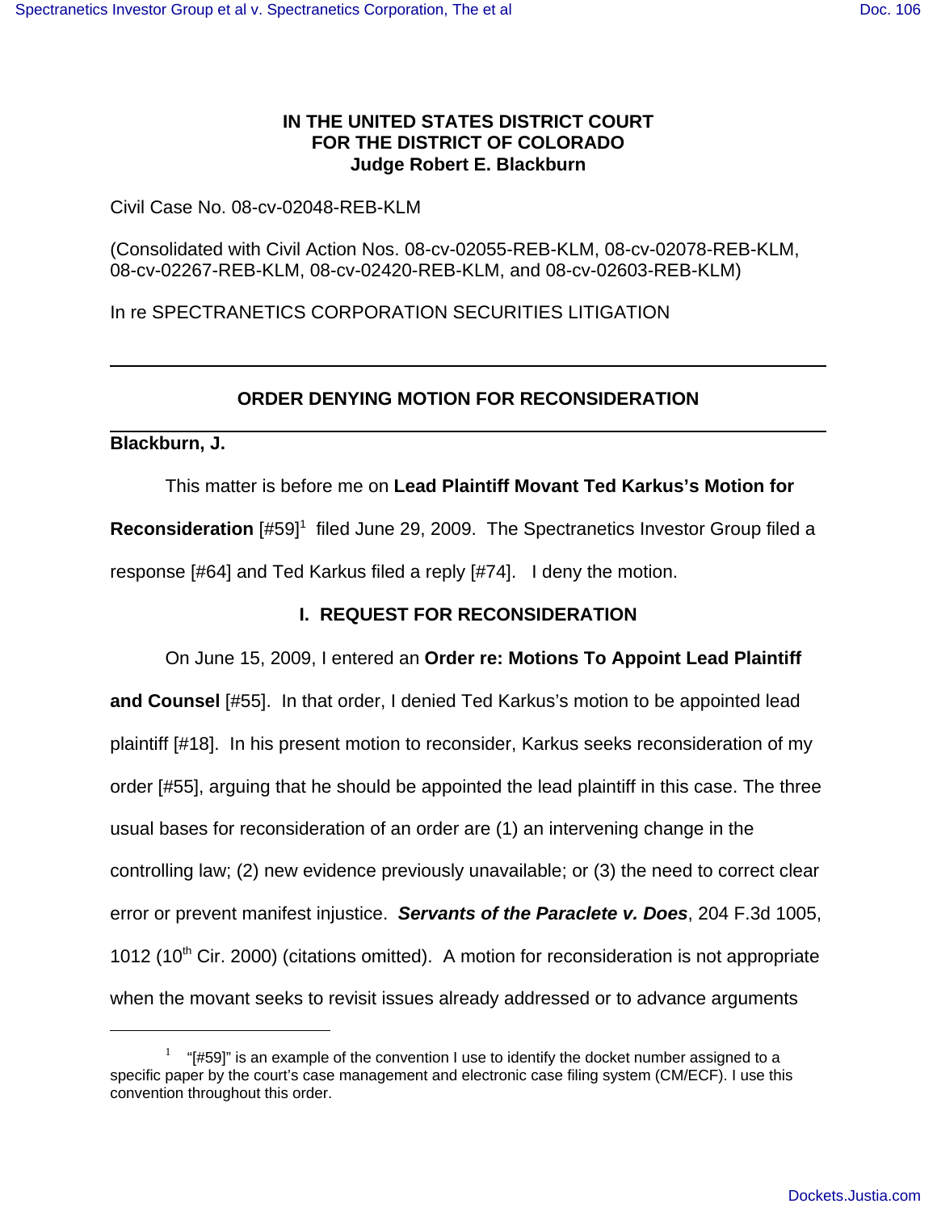**IN THE UNITED STATES DISTRICT COURT**
**FOR THE DISTRICT OF COLORADO**
**Judge Robert E. Blackburn**

Civil Case No. 08-cv-02048-REB-KLM

(Consolidated with Civil Action Nos. 08-cv-02055-REB-KLM, 08-cv-02078-REB-KLM, 08-cv-02267-REB-KLM, 08-cv-02420-REB-KLM, and 08-cv-02603-REB-KLM)

In re SPECTRANETICS CORPORATION SECURITIES LITIGATION

---

## ORDER DENYING MOTION FOR RECONSIDERATION

---

**Blackburn, J.**

This matter is before me on **Lead Plaintiff Movant Ted Karkus's Motion for Reconsideration** [#59][1] filed June 29, 2009. The Spectranetics Investor Group filed a response [#64] and Ted Karkus filed a reply [#74]. I deny the motion.

### I. REQUEST FOR RECONSIDERATION

On June 15, 2009, I entered an **Order re: Motions To Appoint Lead Plaintiff and Counsel** [#55]. In that order, I denied Ted Karkus's motion to be appointed lead plaintiff [#18]. In his present motion to reconsider, Karkus seeks reconsideration of my order [#55], arguing that he should be appointed the lead plaintiff in this case. The three usual bases for reconsideration of an order are (1) an intervening change in the controlling law; (2) new evidence previously unavailable; or (3) the need to correct clear error or prevent manifest injustice. ***Servants of the Paraclete v. Does***, 204 F.3d 1005, 1012 (10th Cir. 2000) (citations omitted). A motion for reconsideration is not appropriate when the movant seeks to revisit issues already addressed or to advance arguments

---

[1] "[#59]" is an example of the convention I use to identify the docket number assigned to a specific paper by the court's case management and electronic case filing system (CM/ECF). I use this convention throughout this order.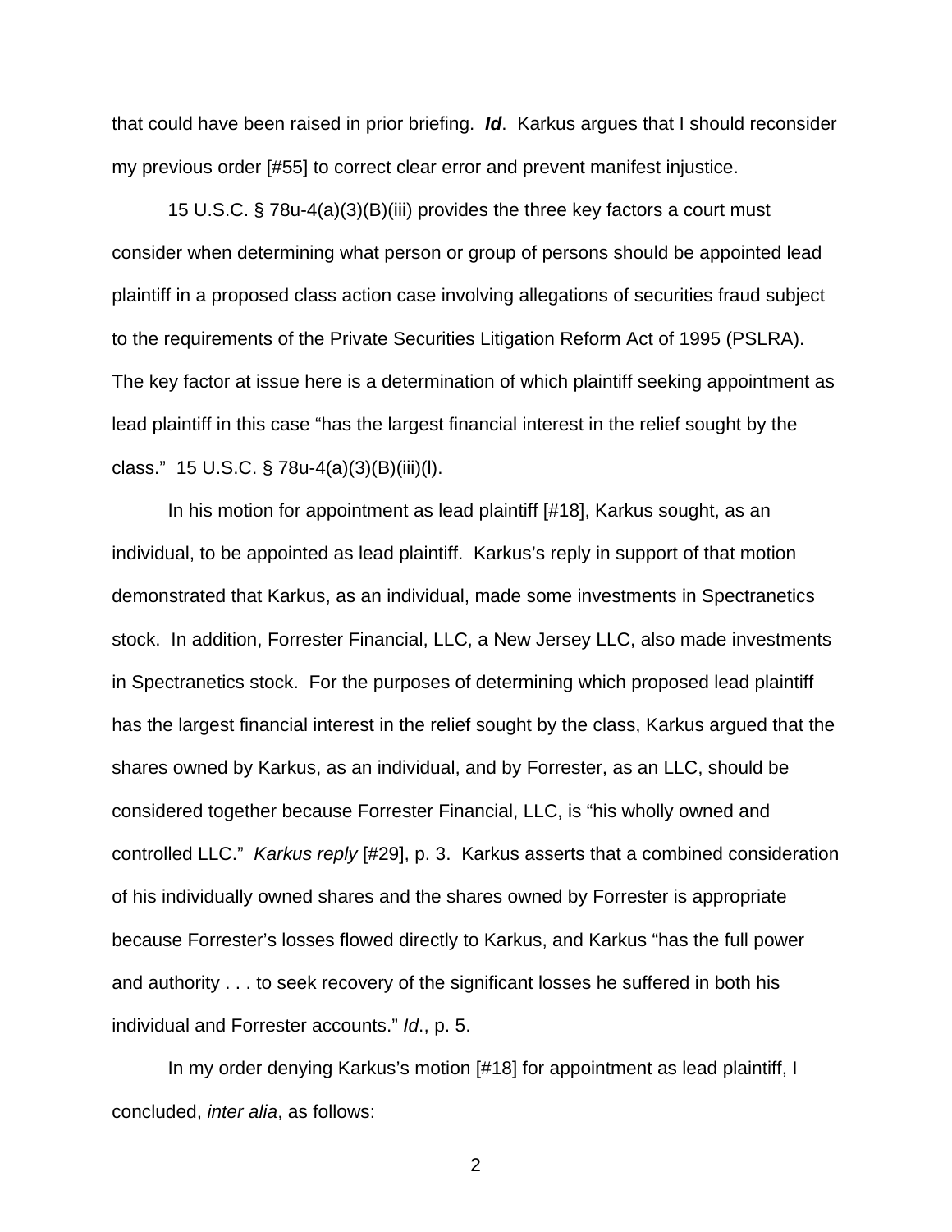that could have been raised in prior briefing. ***Id***. Karkus argues that I should reconsider my previous order [#55] to correct clear error and prevent manifest injustice.

15 U.S.C. § 78u-4(a)(3)(B)(iii) provides the three key factors a court must consider when determining what person or group of persons should be appointed lead plaintiff in a proposed class action case involving allegations of securities fraud subject to the requirements of the Private Securities Litigation Reform Act of 1995 (PSLRA). The key factor at issue here is a determination of which plaintiff seeking appointment as lead plaintiff in this case "has the largest financial interest in the relief sought by the class." 15 U.S.C. § 78u-4(a)(3)(B)(iii)(I).

In his motion for appointment as lead plaintiff [#18], Karkus sought, as an individual, to be appointed as lead plaintiff. Karkus's reply in support of that motion demonstrated that Karkus, as an individual, made some investments in Spectranetics stock. In addition, Forrester Financial, LLC, a New Jersey LLC, also made investments in Spectranetics stock. For the purposes of determining which proposed lead plaintiff has the largest financial interest in the relief sought by the class, Karkus argued that the shares owned by Karkus, as an individual, and by Forrester, as an LLC, should be considered together because Forrester Financial, LLC, is "his wholly owned and controlled LLC." *Karkus reply* [#29], p. 3. Karkus asserts that a combined consideration of his individually owned shares and the shares owned by Forrester is appropriate because Forrester's losses flowed directly to Karkus, and Karkus "has the full power and authority . . . to seek recovery of the significant losses he suffered in both his individual and Forrester accounts." *Id*., p. 5.

In my order denying Karkus's motion [#18] for appointment as lead plaintiff, I concluded, *inter alia*, as follows: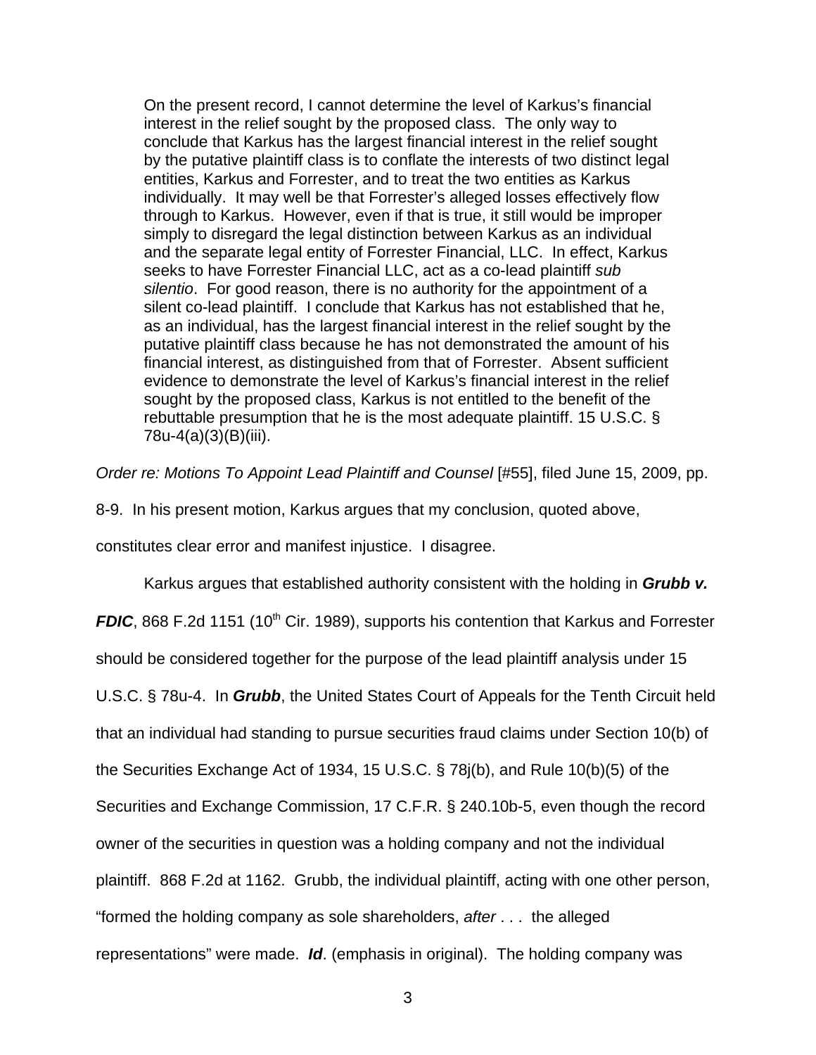> On the present record, I cannot determine the level of Karkus's financial interest in the relief sought by the proposed class. The only way to conclude that Karkus has the largest financial interest in the relief sought by the putative plaintiff class is to conflate the interests of two distinct legal entities, Karkus and Forrester, and to treat the two entities as Karkus individually. It may well be that Forrester's alleged losses effectively flow through to Karkus. However, even if that is true, it still would be improper simply to disregard the legal distinction between Karkus as an individual and the separate legal entity of Forrester Financial, LLC. In effect, Karkus seeks to have Forrester Financial LLC, act as a co-lead plaintiff *sub silentio*. For good reason, there is no authority for the appointment of a silent co-lead plaintiff. I conclude that Karkus has not established that he, as an individual, has the largest financial interest in the relief sought by the putative plaintiff class because he has not demonstrated the amount of his financial interest, as distinguished from that of Forrester. Absent sufficient evidence to demonstrate the level of Karkus's financial interest in the relief sought by the proposed class, Karkus is not entitled to the benefit of the rebuttable presumption that he is the most adequate plaintiff. 15 U.S.C. § 78u-4(a)(3)(B)(iii).

*Order re: Motions To Appoint Lead Plaintiff and Counsel* [#55], filed June 15, 2009, pp. 8-9. In his present motion, Karkus argues that my conclusion, quoted above, constitutes clear error and manifest injustice. I disagree.

Karkus argues that established authority consistent with the holding in ***Grubb v. FDIC***, 868 F.2d 1151 (10th Cir. 1989), supports his contention that Karkus and Forrester should be considered together for the purpose of the lead plaintiff analysis under 15 U.S.C. § 78u-4. In ***Grubb***, the United States Court of Appeals for the Tenth Circuit held that an individual had standing to pursue securities fraud claims under Section 10(b) of the Securities Exchange Act of 1934, 15 U.S.C. § 78j(b), and Rule 10(b)(5) of the Securities and Exchange Commission, 17 C.F.R. § 240.10b-5, even though the record owner of the securities in question was a holding company and not the individual plaintiff. 868 F.2d at 1162. Grubb, the individual plaintiff, acting with one other person, "formed the holding company as sole shareholders, *after* . . . the alleged representations" were made. ***Id***. (emphasis in original). The holding company was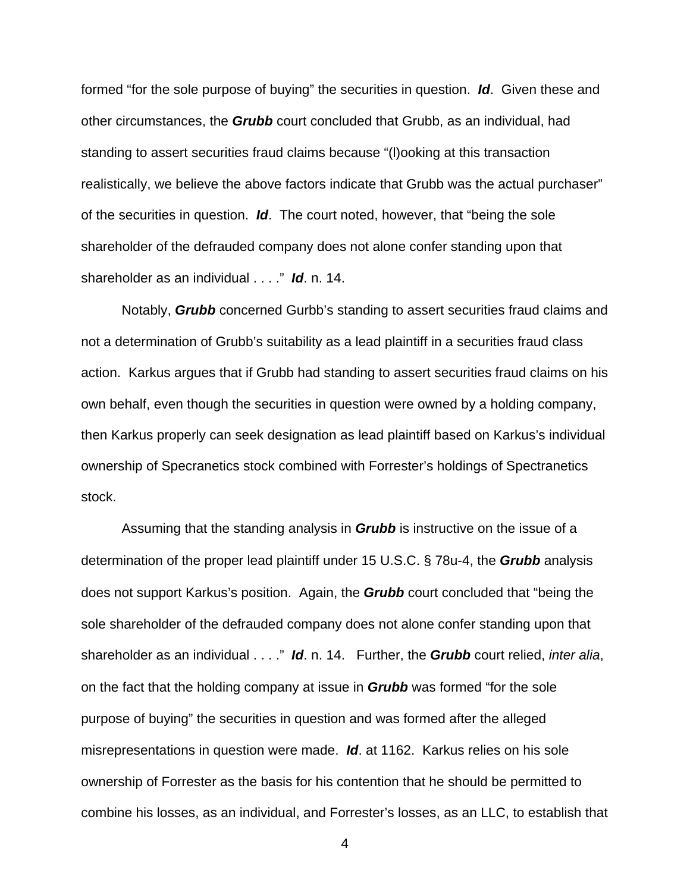formed "for the sole purpose of buying" the securities in question. ***Id***. Given these and other circumstances, the ***Grubb*** court concluded that Grubb, as an individual, had standing to assert securities fraud claims because "(l)ooking at this transaction realistically, we believe the above factors indicate that Grubb was the actual purchaser" of the securities in question. ***Id***. The court noted, however, that "being the sole shareholder of the defrauded company does not alone confer standing upon that shareholder as an individual . . . ." ***Id***. n. 14.

Notably, ***Grubb*** concerned Gurbb's standing to assert securities fraud claims and not a determination of Grubb's suitability as a lead plaintiff in a securities fraud class action. Karkus argues that if Grubb had standing to assert securities fraud claims on his own behalf, even though the securities in question were owned by a holding company, then Karkus properly can seek designation as lead plaintiff based on Karkus's individual ownership of Specranetics stock combined with Forrester's holdings of Spectranetics stock.

Assuming that the standing analysis in ***Grubb*** is instructive on the issue of a determination of the proper lead plaintiff under 15 U.S.C. § 78u-4, the ***Grubb*** analysis does not support Karkus's position. Again, the ***Grubb*** court concluded that "being the sole shareholder of the defrauded company does not alone confer standing upon that shareholder as an individual . . . ." ***Id***. n. 14. Further, the ***Grubb*** court relied, *inter alia*, on the fact that the holding company at issue in ***Grubb*** was formed "for the sole purpose of buying" the securities in question and was formed after the alleged misrepresentations in question were made. ***Id***. at 1162. Karkus relies on his sole ownership of Forrester as the basis for his contention that he should be permitted to combine his losses, as an individual, and Forrester's losses, as an LLC, to establish that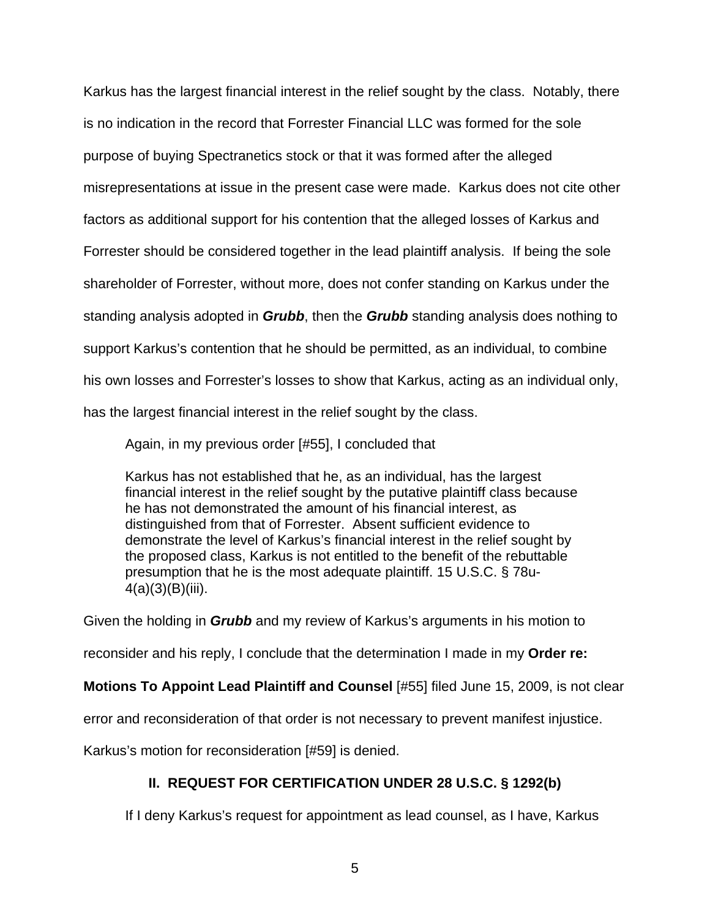Karkus has the largest financial interest in the relief sought by the class. Notably, there is no indication in the record that Forrester Financial LLC was formed for the sole purpose of buying Spectranetics stock or that it was formed after the alleged misrepresentations at issue in the present case were made. Karkus does not cite other factors as additional support for his contention that the alleged losses of Karkus and Forrester should be considered together in the lead plaintiff analysis. If being the sole shareholder of Forrester, without more, does not confer standing on Karkus under the standing analysis adopted in ***Grubb***, then the ***Grubb*** standing analysis does nothing to support Karkus's contention that he should be permitted, as an individual, to combine his own losses and Forrester's losses to show that Karkus, acting as an individual only, has the largest financial interest in the relief sought by the class.

Again, in my previous order [#55], I concluded that

> Karkus has not established that he, as an individual, has the largest financial interest in the relief sought by the putative plaintiff class because he has not demonstrated the amount of his financial interest, as distinguished from that of Forrester. Absent sufficient evidence to demonstrate the level of Karkus's financial interest in the relief sought by the proposed class, Karkus is not entitled to the benefit of the rebuttable presumption that he is the most adequate plaintiff. 15 U.S.C. § 78u-4(a)(3)(B)(iii).

Given the holding in ***Grubb*** and my review of Karkus's arguments in his motion to reconsider and his reply, I conclude that the determination I made in my **Order re: Motions To Appoint Lead Plaintiff and Counsel** [#55] filed June 15, 2009, is not clear error and reconsideration of that order is not necessary to prevent manifest injustice. Karkus's motion for reconsideration [#59] is denied.

## II. REQUEST FOR CERTIFICATION UNDER 28 U.S.C. § 1292(b)

If I deny Karkus's request for appointment as lead counsel, as I have, Karkus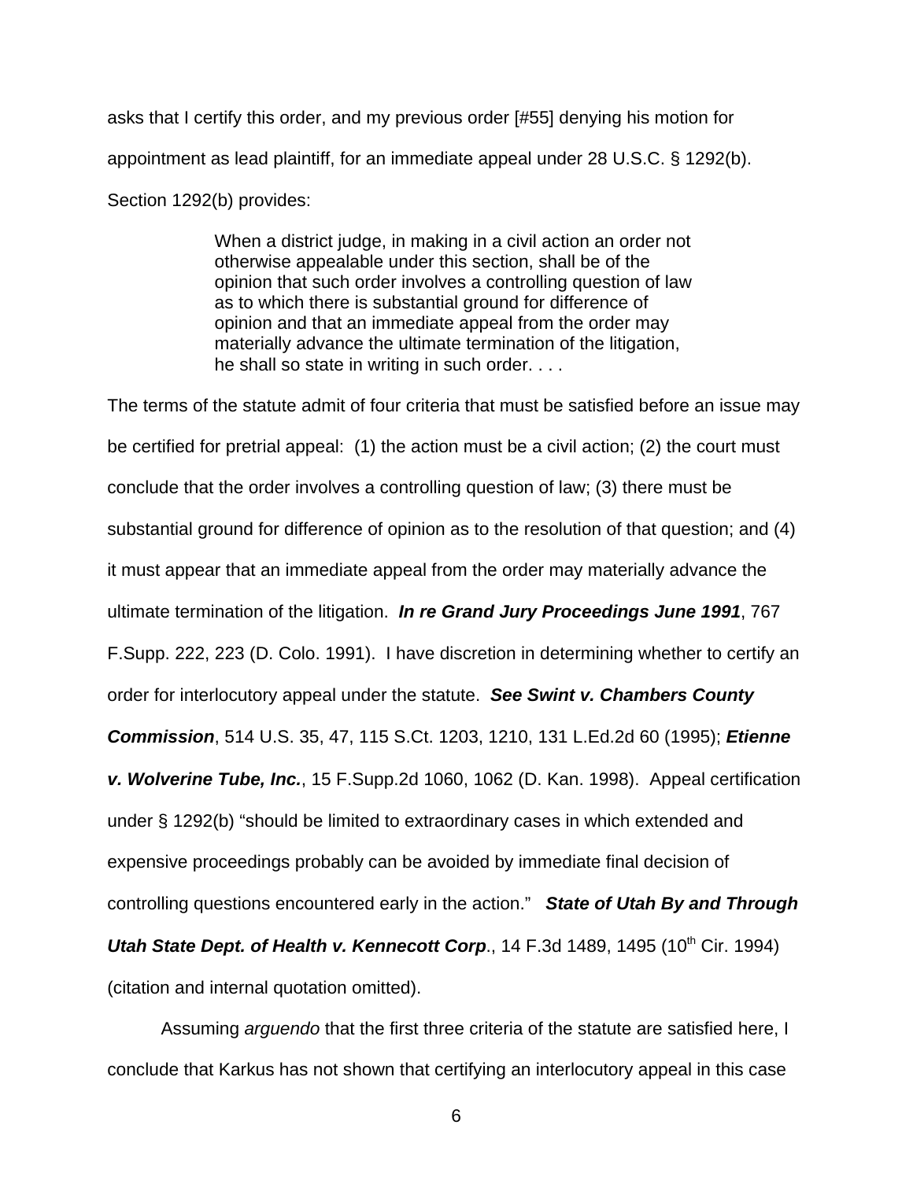asks that I certify this order, and my previous order [#55] denying his motion for appointment as lead plaintiff, for an immediate appeal under 28 U.S.C. § 1292(b). Section 1292(b) provides:

> When a district judge, in making in a civil action an order not otherwise appealable under this section, shall be of the opinion that such order involves a controlling question of law as to which there is substantial ground for difference of opinion and that an immediate appeal from the order may materially advance the ultimate termination of the litigation, he shall so state in writing in such order. . . .

The terms of the statute admit of four criteria that must be satisfied before an issue may be certified for pretrial appeal: (1) the action must be a civil action; (2) the court must conclude that the order involves a controlling question of law; (3) there must be substantial ground for difference of opinion as to the resolution of that question; and (4) it must appear that an immediate appeal from the order may materially advance the ultimate termination of the litigation. ***In re Grand Jury Proceedings June 1991***, 767 F.Supp. 222, 223 (D. Colo. 1991). I have discretion in determining whether to certify an order for interlocutory appeal under the statute. ***See Swint v. Chambers County Commission***, 514 U.S. 35, 47, 115 S.Ct. 1203, 1210, 131 L.Ed.2d 60 (1995); ***Etienne v. Wolverine Tube, Inc.***, 15 F.Supp.2d 1060, 1062 (D. Kan. 1998). Appeal certification under § 1292(b) "should be limited to extraordinary cases in which extended and expensive proceedings probably can be avoided by immediate final decision of controlling questions encountered early in the action." ***State of Utah By and Through Utah State Dept. of Health v. Kennecott Corp***., 14 F.3d 1489, 1495 (10th Cir. 1994) (citation and internal quotation omitted).

Assuming *arguendo* that the first three criteria of the statute are satisfied here, I conclude that Karkus has not shown that certifying an interlocutory appeal in this case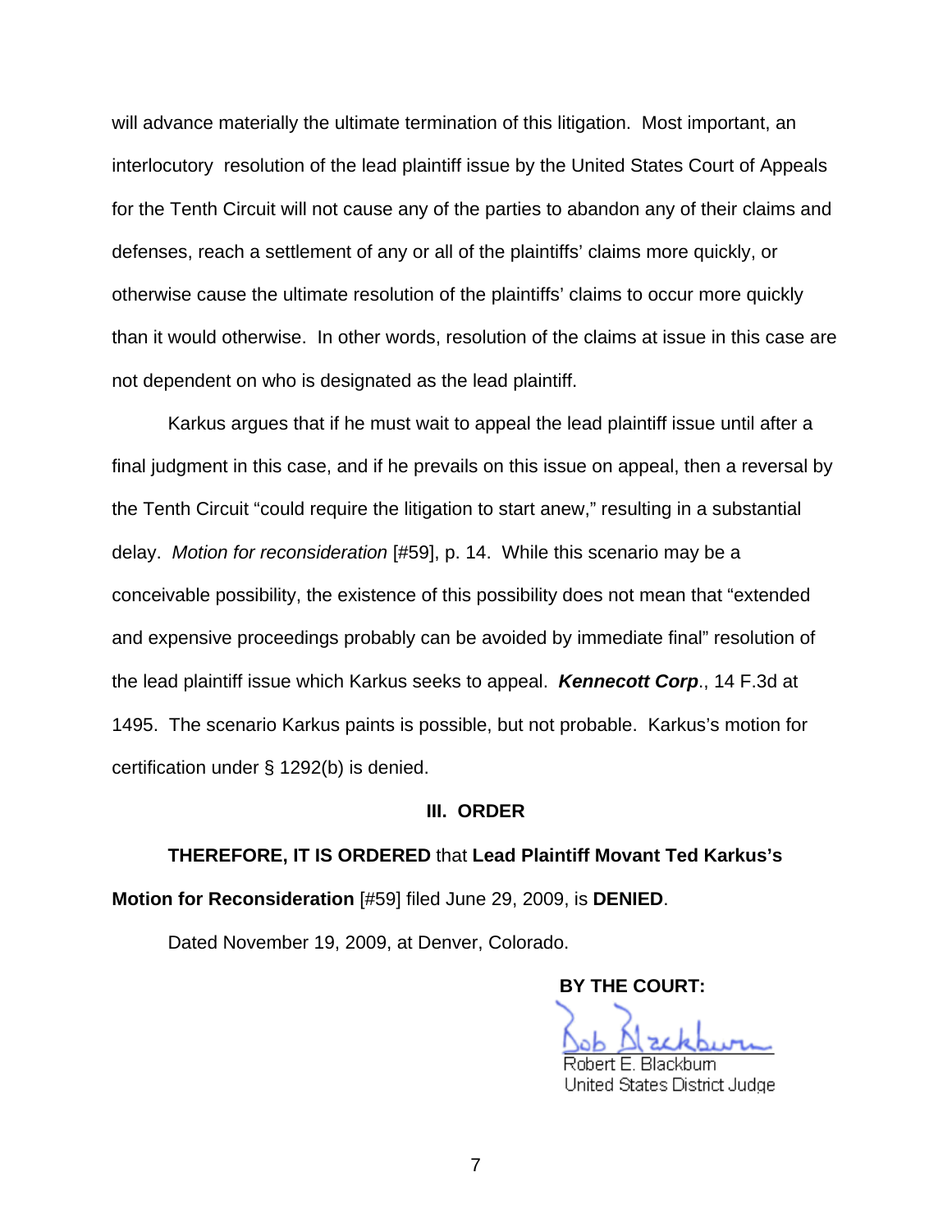will advance materially the ultimate termination of this litigation. Most important, an interlocutory resolution of the lead plaintiff issue by the United States Court of Appeals for the Tenth Circuit will not cause any of the parties to abandon any of their claims and defenses, reach a settlement of any or all of the plaintiffs' claims more quickly, or otherwise cause the ultimate resolution of the plaintiffs' claims to occur more quickly than it would otherwise. In other words, resolution of the claims at issue in this case are not dependent on who is designated as the lead plaintiff.

Karkus argues that if he must wait to appeal the lead plaintiff issue until after a final judgment in this case, and if he prevails on this issue on appeal, then a reversal by the Tenth Circuit "could require the litigation to start anew," resulting in a substantial delay. *Motion for reconsideration* [#59], p. 14. While this scenario may be a conceivable possibility, the existence of this possibility does not mean that "extended and expensive proceedings probably can be avoided by immediate final" resolution of the lead plaintiff issue which Karkus seeks to appeal. ***Kennecott Corp***., 14 F.3d at 1495. The scenario Karkus paints is possible, but not probable. Karkus's motion for certification under § 1292(b) is denied.

## III. ORDER

**THEREFORE, IT IS ORDERED** that **Lead Plaintiff Movant Ted Karkus's Motion for Reconsideration** [#59] filed June 29, 2009, is **DENIED**.

Dated November 19, 2009, at Denver, Colorado.

**BY THE COURT:**

Robert E. Blackburn
United States District Judge